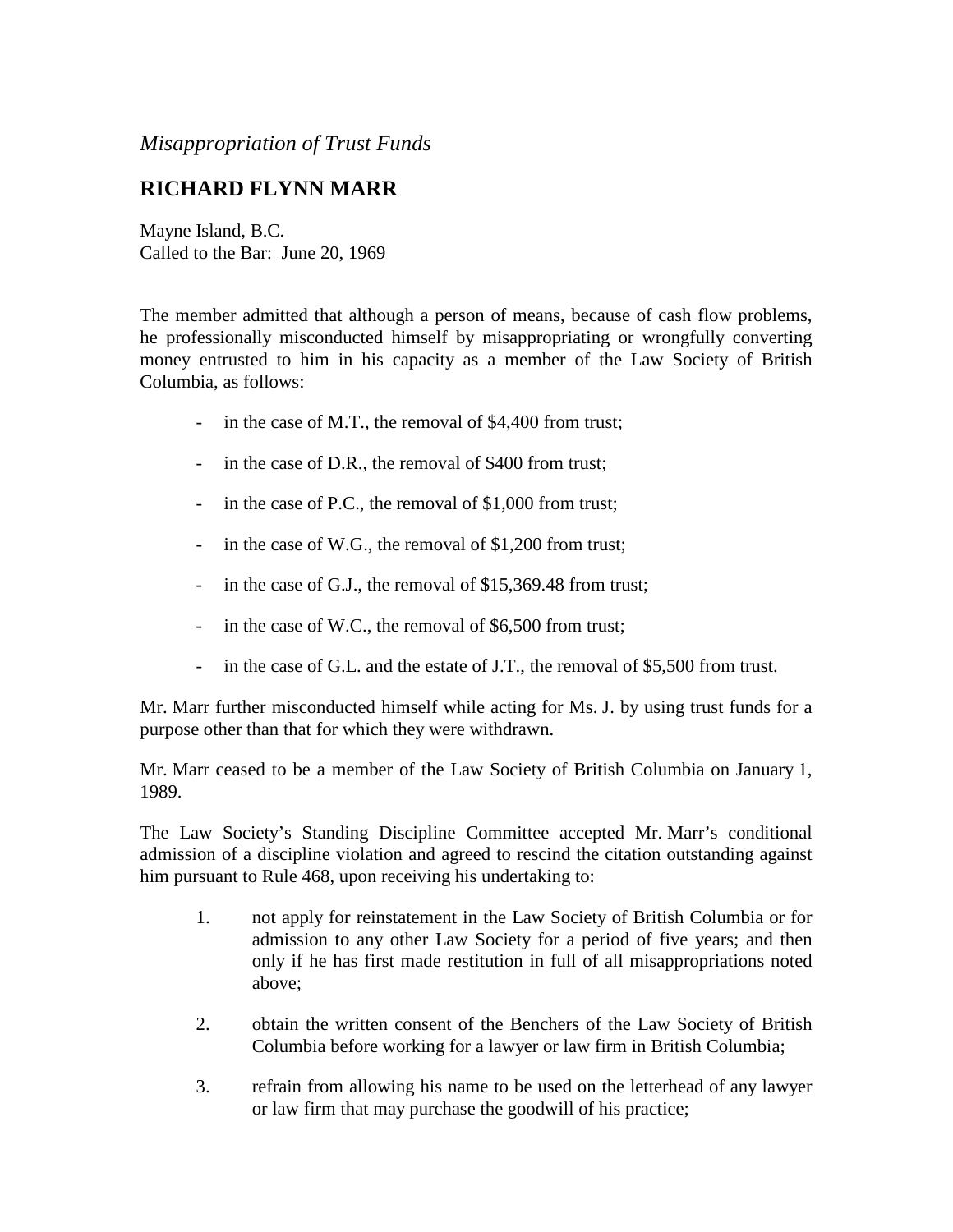*Misappropriation of Trust Funds*

## RICHARD FLYNN MARR

Mayne Island, B.C.
Called to the Bar: June 20, 1969

The member admitted that although a person of means, because of cash flow problems, he professionally misconducted himself by misappropriating or wrongfully converting money entrusted to him in his capacity as a member of the Law Society of British Columbia, as follows:

- in the case of M.T., the removal of $4,400 from trust;
- in the case of D.R., the removal of $400 from trust;
- in the case of P.C., the removal of $1,000 from trust;
- in the case of W.G., the removal of $1,200 from trust;
- in the case of G.J., the removal of $15,369.48 from trust;
- in the case of W.C., the removal of $6,500 from trust;
- in the case of G.L. and the estate of J.T., the removal of $5,500 from trust.

Mr. Marr further misconducted himself while acting for Ms. J. by using trust funds for a purpose other than that for which they were withdrawn.

Mr. Marr ceased to be a member of the Law Society of British Columbia on January 1, 1989.

The Law Society's Standing Discipline Committee accepted Mr. Marr's conditional admission of a discipline violation and agreed to rescind the citation outstanding against him pursuant to Rule 468, upon receiving his undertaking to:

1. not apply for reinstatement in the Law Society of British Columbia or for admission to any other Law Society for a period of five years; and then only if he has first made restitution in full of all misappropriations noted above;
2. obtain the written consent of the Benchers of the Law Society of British Columbia before working for a lawyer or law firm in British Columbia;
3. refrain from allowing his name to be used on the letterhead of any lawyer or law firm that may purchase the goodwill of his practice;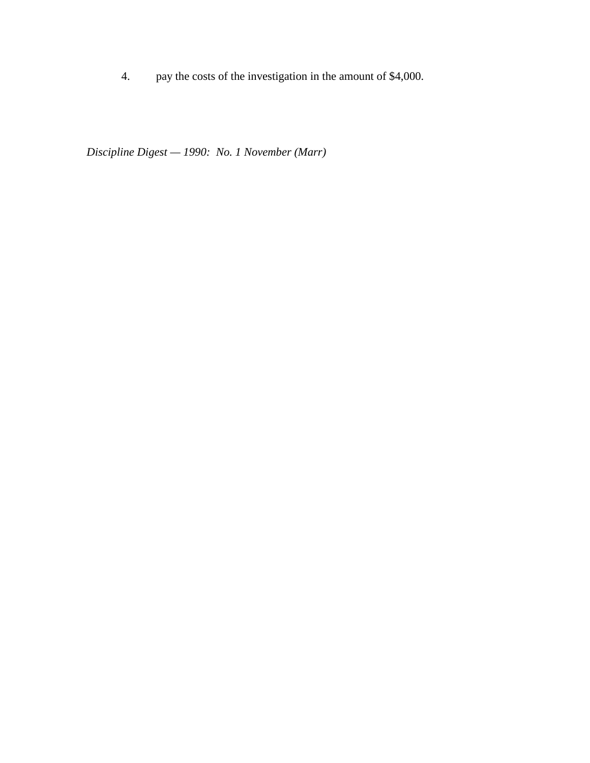4. pay the costs of the investigation in the amount of $4,000.

*Discipline Digest — 1990: No. 1 November (Marr)*